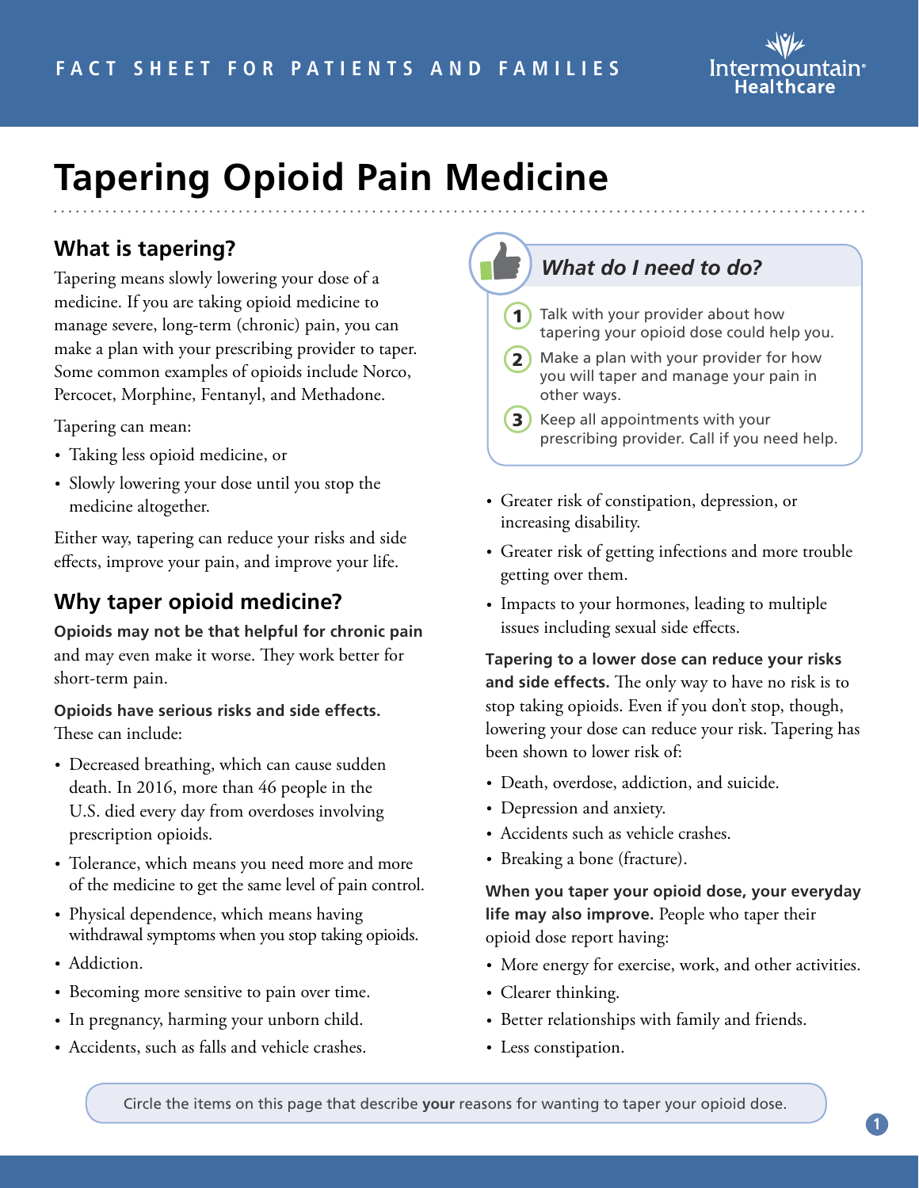FACT SHEET FOR PATIENTS AND FAMILIES

# Tapering Opioid Pain Medicine

## What is tapering?

Tapering means slowly lowering your dose of a medicine. If you are taking opioid medicine to manage severe, long-term (chronic) pain, you can make a plan with your prescribing provider to taper. Some common examples of opioids include Norco, Percocet, Morphine, Fentanyl, and Methadone.

Tapering can mean:

- Taking less opioid medicine, or
- Slowly lowering your dose until you stop the medicine altogether.

Either way, tapering can reduce your risks and side effects, improve your pain, and improve your life.

## Why taper opioid medicine?

**Opioids may not be that helpful for chronic pain** and may even make it worse. They work better for short-term pain.

**Opioids have serious risks and side effects.** These can include:

- Decreased breathing, which can cause sudden death. In 2016, more than 46 people in the U.S. died every day from overdoses involving prescription opioids.
- Tolerance, which means you need more and more of the medicine to get the same level of pain control.
- Physical dependence, which means having withdrawal symptoms when you stop taking opioids.
- Addiction.
- Becoming more sensitive to pain over time.
- In pregnancy, harming your unborn child.
- Accidents, such as falls and vehicle crashes.
- Greater risk of constipation, depression, or increasing disability.
- Greater risk of getting infections and more trouble getting over them.
- Impacts to your hormones, leading to multiple issues including sexual side effects.

**Tapering to a lower dose can reduce your risks and side effects.** The only way to have no risk is to stop taking opioids. Even if you don't stop, though, lowering your dose can reduce your risk. Tapering has been shown to lower risk of:

- Death, overdose, addiction, and suicide.
- Depression and anxiety.
- Accidents such as vehicle crashes.
- Breaking a bone (fracture).

**When you taper your opioid dose, your everyday life may also improve.** People who taper their opioid dose report having:

- More energy for exercise, work, and other activities.
- Clearer thinking.
- Better relationships with family and friends.
- Less constipation.

### *What do I need to do?*

1. Talk with your provider about how tapering your opioid dose could help you.
2. Make a plan with your provider for how you will taper and manage your pain in other ways.
3. Keep all appointments with your prescribing provider. Call if you need help.

Circle the items on this page that describe **your** reasons for wanting to taper your opioid dose.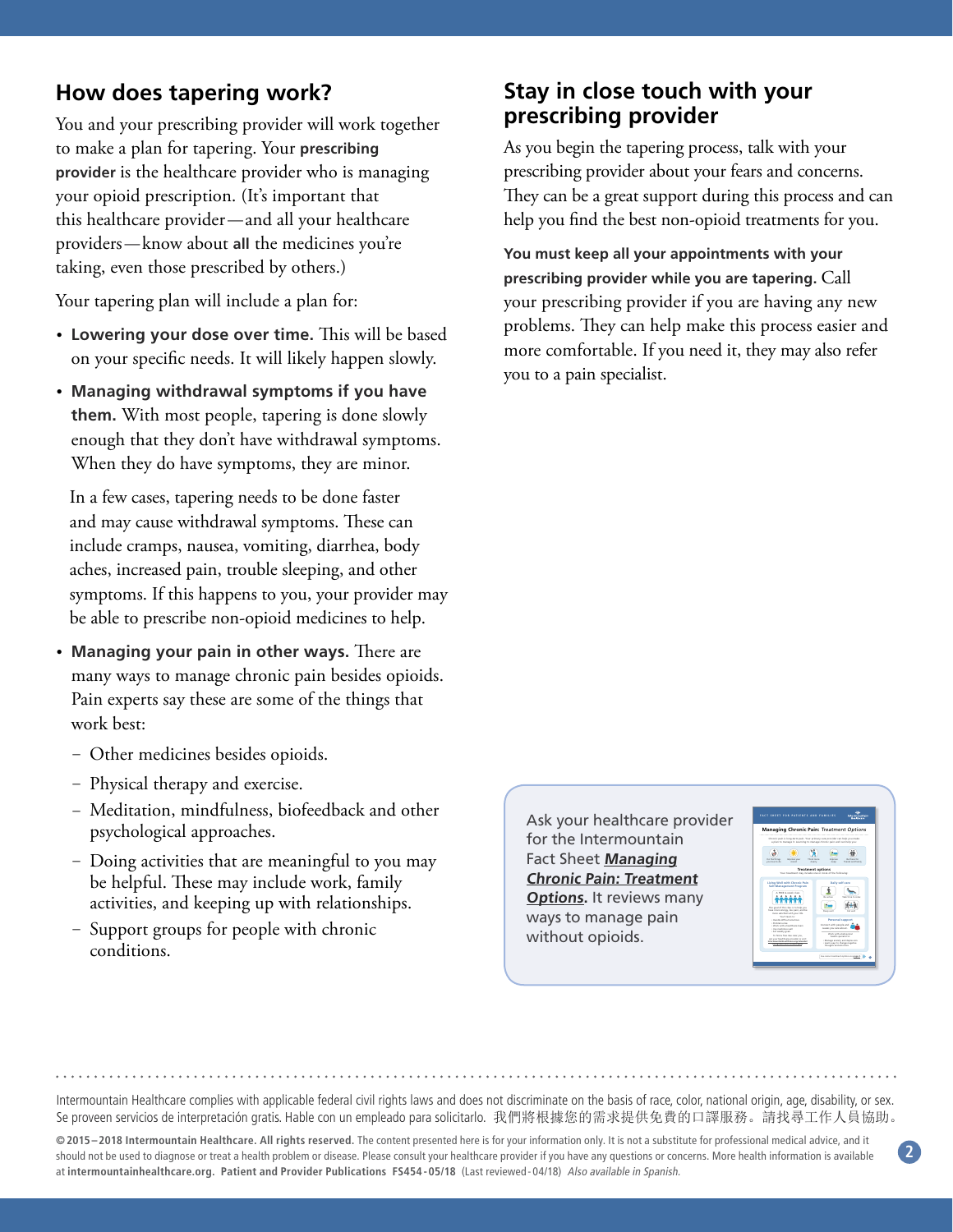## How does tapering work?

You and your prescribing provider will work together to make a plan for tapering. Your **prescribing provider** is the healthcare provider who is managing your opioid prescription. (It's important that this healthcare provider—and all your healthcare providers—know about **all** the medicines you're taking, even those prescribed by others.)

Your tapering plan will include a plan for:

- **Lowering your dose over time.** This will be based on your specific needs. It will likely happen slowly.
- **Managing withdrawal symptoms if you have them.** With most people, tapering is done slowly enough that they don't have withdrawal symptoms. When they do have symptoms, they are minor.

  In a few cases, tapering needs to be done faster and may cause withdrawal symptoms. These can include cramps, nausea, vomiting, diarrhea, body aches, increased pain, trouble sleeping, and other symptoms. If this happens to you, your provider may be able to prescribe non-opioid medicines to help.
- **Managing your pain in other ways.** There are many ways to manage chronic pain besides opioids. Pain experts say these are some of the things that work best:
  - Other medicines besides opioids.
  - Physical therapy and exercise.
  - Meditation, mindfulness, biofeedback and other psychological approaches.
  - Doing activities that are meaningful to you may be helpful. These may include work, family activities, and keeping up with relationships.
  - Support groups for people with chronic conditions.

## Stay in close touch with your prescribing provider

As you begin the tapering process, talk with your prescribing provider about your fears and concerns. They can be a great support during this process and can help you find the best non-opioid treatments for you.

**You must keep all your appointments with your prescribing provider while you are tapering.** Call your prescribing provider if you are having any new problems. They can help make this process easier and more comfortable. If you need it, they may also refer you to a pain specialist.

Ask your healthcare provider for the Intermountain Fact Sheet ***Managing Chronic Pain: Treatment Options***. It reviews many ways to manage pain without opioids.

Intermountain Healthcare complies with applicable federal civil rights laws and does not discriminate on the basis of race, color, national origin, age, disability, or sex. Se proveen servicios de interpretación gratis. Hable con un empleado para solicitarlo. 我們將根據您的需求提供免費的口譯服務。請找尋工作人員協助。

**© 2015–2018 Intermountain Healthcare. All rights reserved.** The content presented here is for your information only. It is not a substitute for professional medical advice, and it should not be used to diagnose or treat a health problem or disease. Please consult your healthcare provider if you have any questions or concerns. More health information is available at **intermountainhealthcare.org. Patient and Provider Publications FS454-05/18** (Last reviewed-04/18) *Also available in Spanish.*